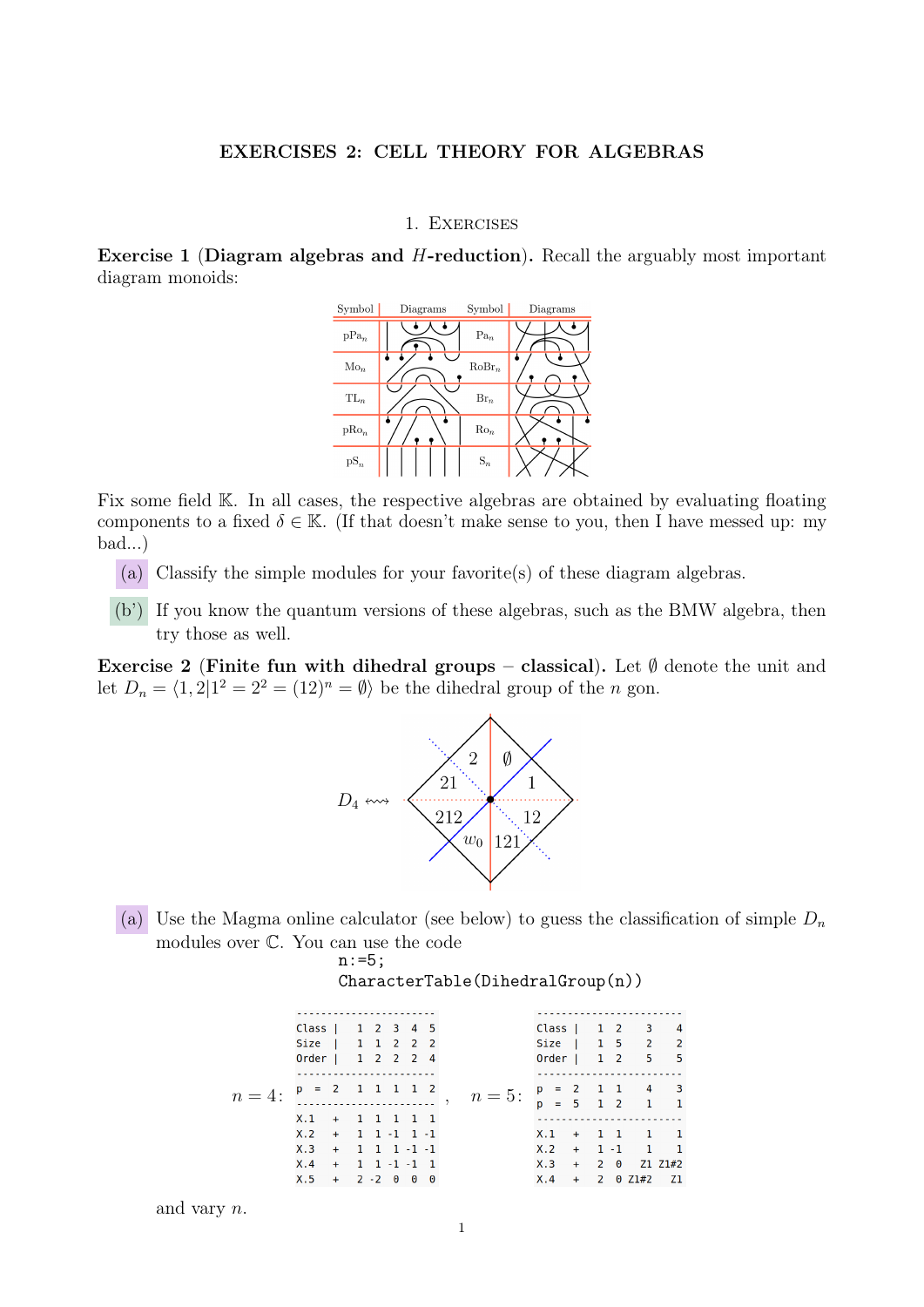# EXERCISES 2: CELL THEORY FOR ALGEBRAS

## 1. Exercises

**Exercise 1 (Diagram algebras and $H$-reduction).** Recall the arguably most important diagram monoids:

| Symbol | Diagrams | Symbol | Diagrams |
|---|---|---|---|
| $\mathrm{pPa}_n$ | | $\mathrm{Pa}_n$ | |
| $\mathrm{Mo}_n$ | | $\mathrm{RoBr}_n$ | |
| $\mathrm{TL}_n$ | | $\mathrm{Br}_n$ | |
| $\mathrm{pRo}_n$ | | $\mathrm{Ro}_n$ | |
| $\mathrm{pS}_n$ | | $\mathrm{S}_n$ | |

Fix some field $\mathbb{K}$. In all cases, the respective algebras are obtained by evaluating floating components to a fixed $\delta \in \mathbb{K}$. (If that doesn't make sense to you, then I have messed up: my bad...)

(a) Classify the simple modules for your favorite(s) of these diagram algebras.

(b') If you know the quantum versions of these algebras, such as the BMW algebra, then try those as well.

**Exercise 2 (Finite fun with dihedral groups – classical).** Let $\emptyset$ denote the unit and let $D_n = \langle 1, 2 | 1^2 = 2^2 = (12)^n = \emptyset \rangle$ be the dihedral group of the $n$ gon.

$D_4 \rightsquigarrow$ (regions labeled $\emptyset$, $1$, $12$, $121$, $w_0$, $212$, $21$, $2$)

(a) Use the Magma online calculator (see below) to guess the classification of simple $D_n$ modules over $\mathbb{C}$. You can use the code

```
n:=5;
CharacterTable(DihedralGroup(n))
```

$n = 4$:

```
----------------------
Class |   1  2  3  4  5
Size  |   1  1  2  2  2
Order |   1  2  2  2  4
----------------------
p  =  2   1  1  1  1  2
----------------------
X.1   +   1  1  1  1  1
X.2   +   1  1 -1  1 -1
X.3   +   1  1  1 -1 -1
X.4   +   1  1 -1 -1  1
X.5   +   2 -2  0  0  0
```

,  $n = 5$:

```
------------------------
Class |   1  2    3    4
Size  |   1  5    2    2
Order |   1  2    5    5
------------------------
p  =  2   1  1    4    3
p  =  5   1  2    1    1
------------------------
X.1   +   1  1    1    1
X.2   +   1 -1    1    1
X.3   +   2  0   Z1 Z1#2
X.4   +   2  0 Z1#2   Z1
```

and vary $n$.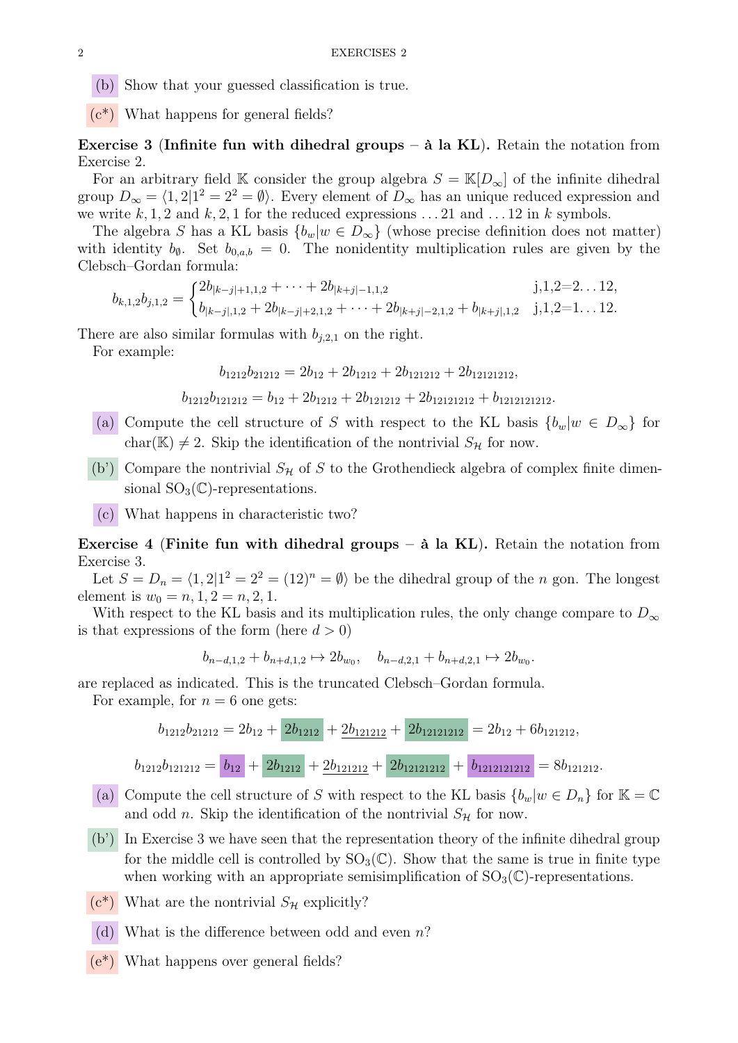(b) Show that your guessed classification is true.

(c*) What happens for general fields?

**Exercise 3** (**Infinite fun with dihedral groups – à la KL**)**.** Retain the notation from Exercise 2.

For an arbitrary field $\mathbb{K}$ consider the group algebra $S = \mathbb{K}[D_\infty]$ of the infinite dihedral group $D_\infty = \langle 1, 2 | 1^2 = 2^2 = \emptyset \rangle$. Every element of $D_\infty$ has an unique reduced expression and we write $k, 1, 2$ and $k, 2, 1$ for the reduced expressions $\dots 21$ and $\dots 12$ in $k$ symbols.

The algebra $S$ has a KL basis $\{b_w | w \in D_\infty\}$ (whose precise definition does not matter) with identity $b_\emptyset$. Set $b_{0,a,b} = 0$. The nonidentity multiplication rules are given by the Clebsch–Gordan formula:

$$b_{k,1,2} b_{j,1,2} = \begin{cases} 2b_{|k-j|+1,1,2} + \dots + 2b_{|k+j|-1,1,2} & \text{j,1,2=2...12}, \\ b_{|k-j|,1,2} + 2b_{|k-j|+2,1,2} + \dots + 2b_{|k+j|-2,1,2} + b_{|k+j|,1,2} & \text{j,1,2=1...12}. \end{cases}$$

There are also similar formulas with $b_{j,2,1}$ on the right.

For example:

$$b_{1212} b_{21212} = 2b_{12} + 2b_{1212} + 2b_{121212} + 2b_{12121212},$$

$$b_{1212} b_{121212} = b_{12} + 2b_{1212} + 2b_{121212} + 2b_{12121212} + b_{1212121212}.$$

(a) Compute the cell structure of $S$ with respect to the KL basis $\{b_w | w \in D_\infty\}$ for $\mathrm{char}(\mathbb{K}) \neq 2$. Skip the identification of the nontrivial $S_\mathcal{H}$ for now.

(b') Compare the nontrivial $S_\mathcal{H}$ of $S$ to the Grothendieck algebra of complex finite dimensional $\mathrm{SO}_3(\mathbb{C})$-representations.

(c) What happens in characteristic two?

**Exercise 4** (**Finite fun with dihedral groups – à la KL**)**.** Retain the notation from Exercise 3.

Let $S = D_n = \langle 1, 2 | 1^2 = 2^2 = (12)^n = \emptyset \rangle$ be the dihedral group of the $n$ gon. The longest element is $w_0 = n, 1, 2 = n, 2, 1$.

With respect to the KL basis and its multiplication rules, the only change compare to $D_\infty$ is that expressions of the form (here $d > 0$)

$$b_{n-d,1,2} + b_{n+d,1,2} \mapsto 2b_{w_0}, \quad b_{n-d,2,1} + b_{n+d,2,1} \mapsto 2b_{w_0}.$$

are replaced as indicated. This is the truncated Clebsch–Gordan formula.

For example, for $n = 6$ one gets:

$$b_{1212} b_{21212} = 2b_{12} + 2b_{1212} + \underline{2b_{121212}} + 2b_{12121212} = 2b_{12} + 6b_{121212},$$

$$b_{1212} b_{121212} = b_{12} + 2b_{1212} + \underline{2b_{121212}} + 2b_{12121212} + b_{1212121212} = 8b_{121212}.$$

(a) Compute the cell structure of $S$ with respect to the KL basis $\{b_w | w \in D_n\}$ for $\mathbb{K} = \mathbb{C}$ and odd $n$. Skip the identification of the nontrivial $S_\mathcal{H}$ for now.

(b') In Exercise 3 we have seen that the representation theory of the infinite dihedral group for the middle cell is controlled by $\mathrm{SO}_3(\mathbb{C})$. Show that the same is true in finite type when working with an appropriate semisimplification of $\mathrm{SO}_3(\mathbb{C})$-representations.

(c*) What are the nontrivial $S_\mathcal{H}$ explicitly?

(d) What is the difference between odd and even $n$?

(e*) What happens over general fields?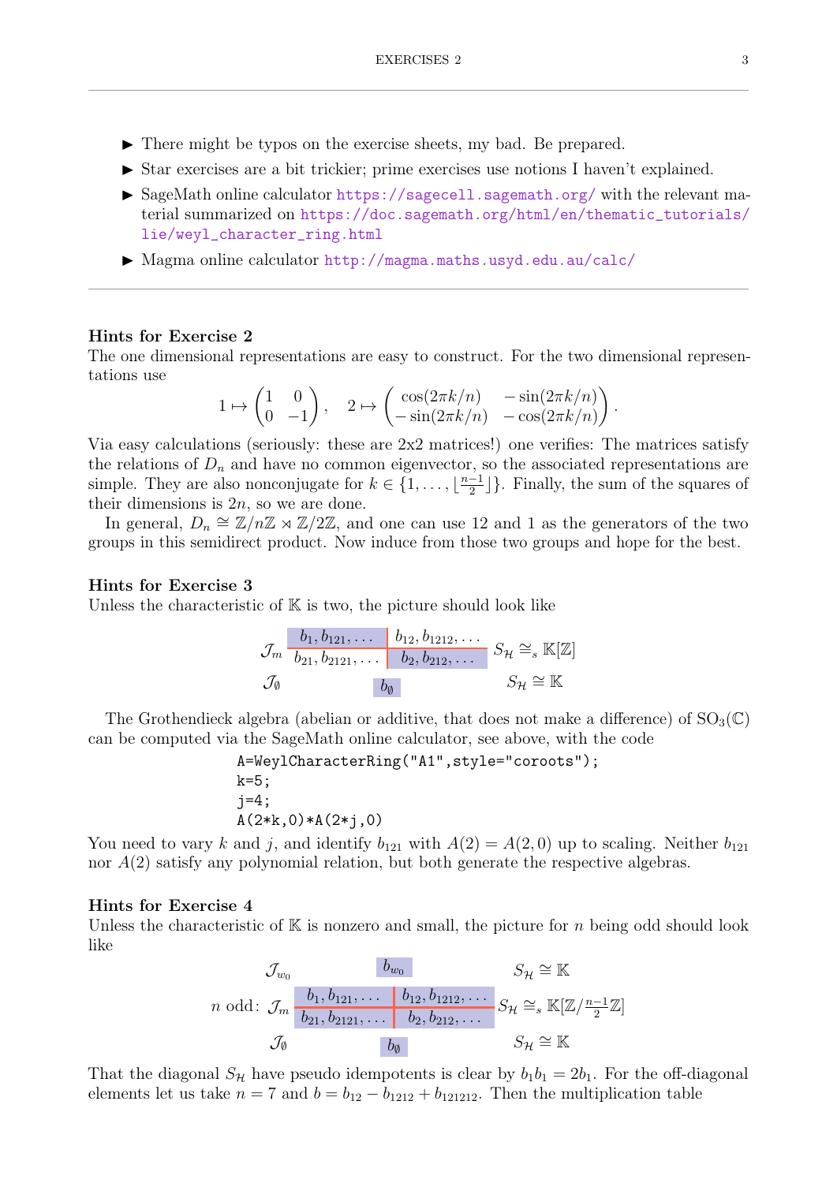- ▶ There might be typos on the exercise sheets, my bad. Be prepared.
- ▶ Star exercises are a bit trickier; prime exercises use notions I haven't explained.
- ▶ SageMath online calculator https://sagecell.sagemath.org/ with the relevant material summarized on https://doc.sagemath.org/html/en/thematic_tutorials/lie/weyl_character_ring.html
- ▶ Magma online calculator http://magma.maths.usyd.edu.au/calc/

---

### Hints for Exercise 2

The one dimensional representations are easy to construct. For the two dimensional representations use

$$1 \mapsto \begin{pmatrix} 1 & 0 \\ 0 & -1 \end{pmatrix}, \quad 2 \mapsto \begin{pmatrix} \cos(2\pi k/n) & -\sin(2\pi k/n) \\ -\sin(2\pi k/n) & -\cos(2\pi k/n) \end{pmatrix}.$$

Via easy calculations (seriously: these are 2x2 matrices!) one verifies: The matrices satisfy the relations of $D_n$ and have no common eigenvector, so the associated representations are simple. They are also nonconjugate for $k \in \{1, \dots, \lfloor \frac{n-1}{2} \rfloor\}$. Finally, the sum of the squares of their dimensions is $2n$, so we are done.

In general, $D_n \cong \mathbb{Z}/n\mathbb{Z} \rtimes \mathbb{Z}/2\mathbb{Z}$, and one can use 12 and 1 as the generators of the two groups in this semidirect product. Now induce from those two groups and hope for the best.

### Hints for Exercise 3

Unless the characteristic of $\mathbb{K}$ is two, the picture should look like

| | | | |
|---|---|---|---|
| $\mathcal{J}_m$ | $b_1, b_{121}, \dots$ | $b_{12}, b_{1212}, \dots$ | $S_{\mathcal{H}} \cong_s \mathbb{K}[\mathbb{Z}]$ |
| | $b_{21}, b_{2121}, \dots$ | $b_2, b_{212}, \dots$ | |
| $\mathcal{J}_\emptyset$ | $b_\emptyset$ | | $S_{\mathcal{H}} \cong \mathbb{K}$ |

The Grothendieck algebra (abelian or additive, that does not make a difference) of $\mathrm{SO}_3(\mathbb{C})$ can be computed via the SageMath online calculator, see above, with the code

```
A=WeylCharacterRing("A1",style="coroots");
k=5;
j=4;
A(2*k,0)*A(2*j,0)
```

You need to vary $k$ and $j$, and identify $b_{121}$ with $A(2) = A(2,0)$ up to scaling. Neither $b_{121}$ nor $A(2)$ satisfy any polynomial relation, but both generate the respective algebras.

### Hints for Exercise 4

Unless the characteristic of $\mathbb{K}$ is nonzero and small, the picture for $n$ being odd should look like

| | | | | |
|---|---|---|---|---|
| | $\mathcal{J}_{w_0}$ | $b_{w_0}$ | | $S_{\mathcal{H}} \cong \mathbb{K}$ |
| $n$ odd: | $\mathcal{J}_m$ | $b_1, b_{121}, \dots$ | $b_{12}, b_{1212}, \dots$ | $S_{\mathcal{H}} \cong_s \mathbb{K}[\mathbb{Z}/\frac{n-1}{2}\mathbb{Z}]$ |
| | | $b_{21}, b_{2121}, \dots$ | $b_2, b_{212}, \dots$ | |
| | $\mathcal{J}_\emptyset$ | $b_\emptyset$ | | $S_{\mathcal{H}} \cong \mathbb{K}$ |

That the diagonal $S_{\mathcal{H}}$ have pseudo idempotents is clear by $b_1 b_1 = 2b_1$. For the off-diagonal elements let us take $n = 7$ and $b = b_{12} - b_{1212} + b_{121212}$. Then the multiplication table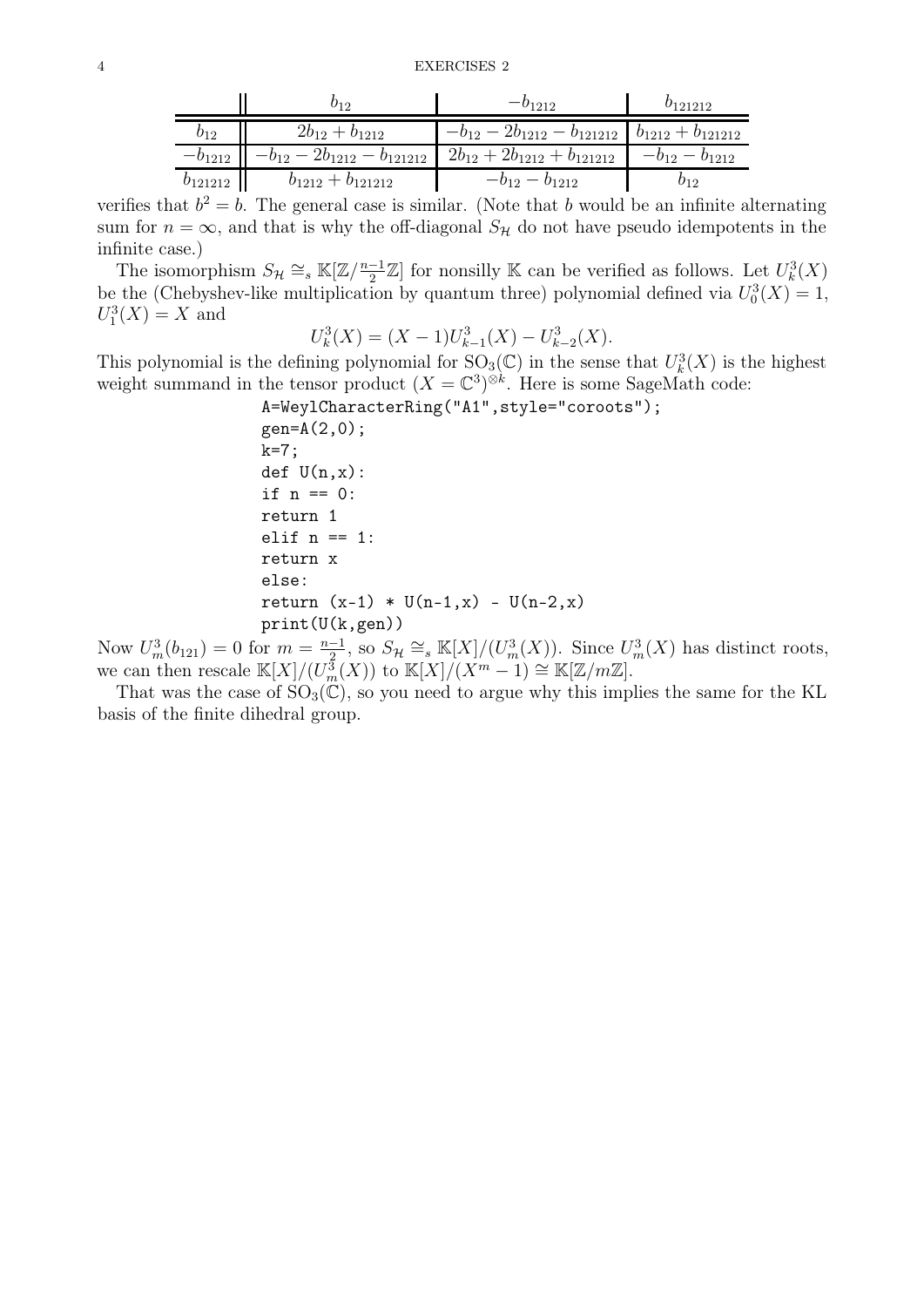| | $b_{12}$ | $-b_{1212}$ | $b_{121212}$ |
|---|---|---|---|
| $b_{12}$ | $2b_{12} + b_{1212}$ | $-b_{12} - 2b_{1212} - b_{121212}$ | $b_{1212} + b_{121212}$ |
| $-b_{1212}$ | $-b_{12} - 2b_{1212} - b_{121212}$ | $2b_{12} + 2b_{1212} + b_{121212}$ | $-b_{12} - b_{1212}$ |
| $b_{121212}$ | $b_{1212} + b_{121212}$ | $-b_{12} - b_{1212}$ | $b_{12}$ |

verifies that $b^2 = b$. The general case is similar. (Note that $b$ would be an infinite alternating sum for $n = \infty$, and that is why the off-diagonal $S_{\mathcal{H}}$ do not have pseudo idempotents in the infinite case.)

The isomorphism $S_{\mathcal{H}} \cong_s \mathbb{K}[\mathbb{Z}/\frac{n-1}{2}\mathbb{Z}]$ for nonsilly $\mathbb{K}$ can be verified as follows. Let $U_k^3(X)$ be the (Chebyshev-like multiplication by quantum three) polynomial defined via $U_0^3(X) = 1$, $U_1^3(X) = X$ and

$$U_k^3(X) = (X-1)U_{k-1}^3(X) - U_{k-2}^3(X).$$

This polynomial is the defining polynomial for $\mathrm{SO}_3(\mathbb{C})$ in the sense that $U_k^3(X)$ is the highest weight summand in the tensor product $(X = \mathbb{C}^3)^{\otimes k}$. Here is some SageMath code:

```
A=WeylCharacterRing("A1",style="coroots");
gen=A(2,0);
k=7;
def U(n,x):
if n == 0:
return 1
elif n == 1:
return x
else:
return (x-1) * U(n-1,x) - U(n-2,x)
print(U(k,gen))
```

Now $U_m^3(b_{121}) = 0$ for $m = \frac{n-1}{2}$, so $S_{\mathcal{H}} \cong_s \mathbb{K}[X]/(U_m^3(X))$. Since $U_m^3(X)$ has distinct roots, we can then rescale $\mathbb{K}[X]/(U_m^3(X))$ to $\mathbb{K}[X]/(X^m - 1) \cong \mathbb{K}[\mathbb{Z}/m\mathbb{Z}]$.

That was the case of $\mathrm{SO}_3(\mathbb{C})$, so you need to argue why this implies the same for the KL basis of the finite dihedral group.